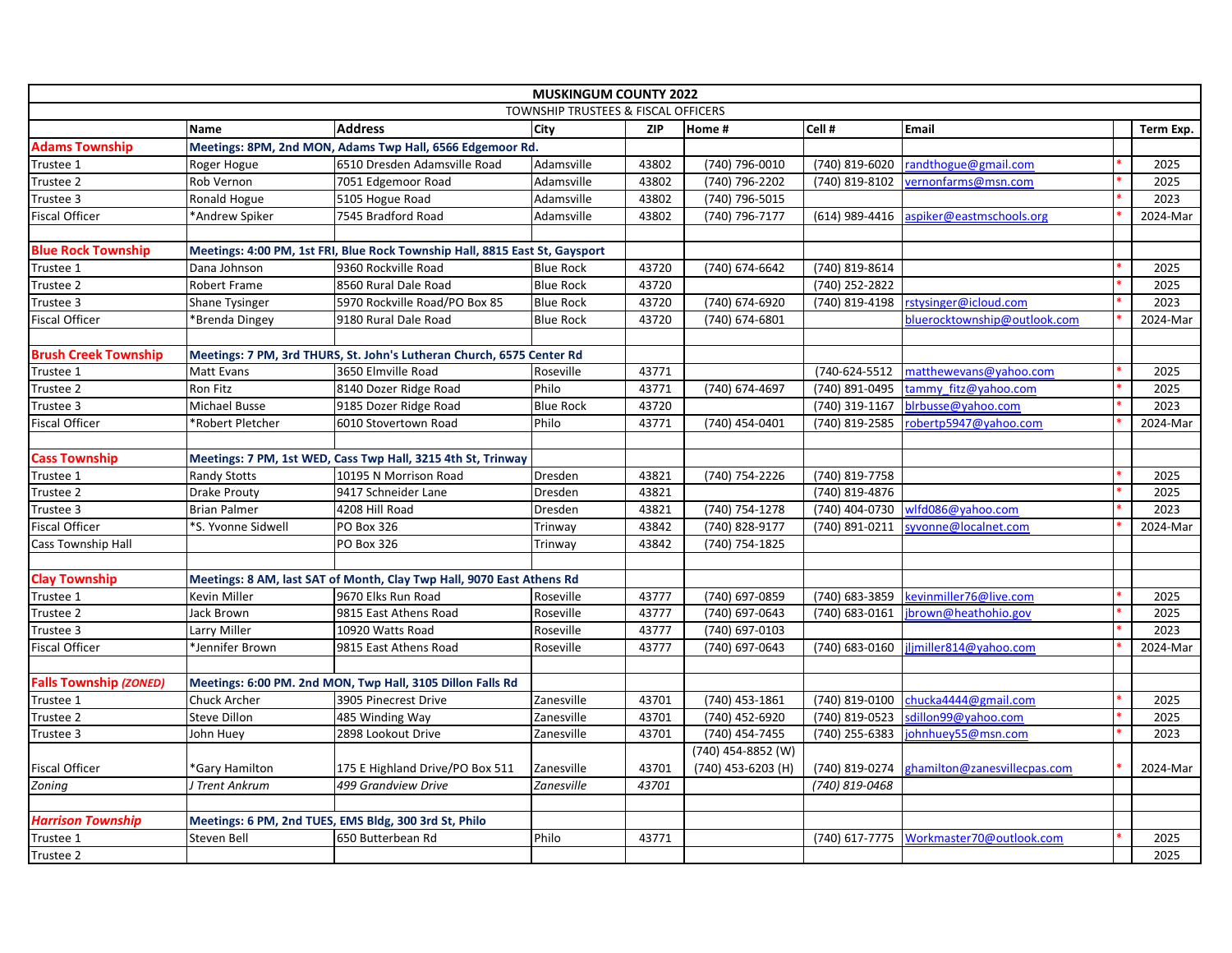| MUSKINGUM COUNTY 2022 | | | | | | | | | |
|---|---|---|---|---|---|---|---|---|---|
| TOWNSHIP TRUSTEES & FISCAL OFFICERS | | | | | | | | | |
| | **Name** | **Address** | **City** | **ZIP** | **Home #** | **Cell #** | **Email** | | **Term Exp.** |
| **Adams Township** | **Meetings: 8PM, 2nd MON, Adams Twp Hall, 6566 Edgemoor Rd.** | | | | | | | | |
| Trustee 1 | Roger Hogue | 6510 Dresden Adamsville Road | Adamsville | 43802 | (740) 796-0010 | (740) 819-6020 | randthogue@gmail.com | * | 2025 |
| Trustee 2 | Rob Vernon | 7051 Edgemoor Road | Adamsville | 43802 | (740) 796-2202 | (740) 819-8102 | vernonfarms@msn.com | * | 2025 |
| Trustee 3 | Ronald Hogue | 5105 Hogue Road | Adamsville | 43802 | (740) 796-5015 | | | * | 2023 |
| Fiscal Officer | *Andrew Spiker | 7545 Bradford Road | Adamsville | 43802 | (740) 796-7177 | (614) 989-4416 | aspiker@eastmschools.org | * | 2024-Mar |
| | | | | | | | | | |
| **Blue Rock Township** | **Meetings: 4:00 PM, 1st FRI, Blue Rock Township Hall, 8815 East St, Gaysport** | | | | | | | | |
| Trustee 1 | Dana Johnson | 9360 Rockville Road | Blue Rock | 43720 | (740) 674-6642 | (740) 819-8614 | | * | 2025 |
| Trustee 2 | Robert Frame | 8560 Rural Dale Road | Blue Rock | 43720 | | (740) 252-2822 | | * | 2025 |
| Trustee 3 | Shane Tysinger | 5970 Rockville Road/PO Box 85 | Blue Rock | 43720 | (740) 674-6920 | (740) 819-4198 | rstysinger@icloud.com | * | 2023 |
| Fiscal Officer | *Brenda Dingey | 9180 Rural Dale Road | Blue Rock | 43720 | (740) 674-6801 | | bluerocktownship@outlook.com | * | 2024-Mar |
| | | | | | | | | | |
| **Brush Creek Township** | **Meetings: 7 PM, 3rd THURS, St. John's Lutheran Church, 6575 Center Rd** | | | | | | | | |
| Trustee 1 | Matt Evans | 3650 Elmville Road | Roseville | 43771 | | (740-624-5512 | matthewevans@yahoo.com | * | 2025 |
| Trustee 2 | Ron Fitz | 8140 Dozer Ridge Road | Philo | 43771 | (740) 674-4697 | (740) 891-0495 | tammy_fitz@yahoo.com | * | 2025 |
| Trustee 3 | Michael Busse | 9185 Dozer Ridge Road | Blue Rock | 43720 | | (740) 319-1167 | blrbusse@yahoo.com | * | 2023 |
| Fiscal Officer | *Robert Pletcher | 6010 Stovertown Road | Philo | 43771 | (740) 454-0401 | (740) 819-2585 | robertp5947@yahoo.com | * | 2024-Mar |
| | | | | | | | | | |
| **Cass Township** | **Meetings: 7 PM, 1st WED, Cass Twp Hall, 3215 4th St, Trinway** | | | | | | | | |
| Trustee 1 | Randy Stotts | 10195 N Morrison Road | Dresden | 43821 | (740) 754-2226 | (740) 819-7758 | | * | 2025 |
| Trustee 2 | Drake Prouty | 9417 Schneider Lane | Dresden | 43821 | | (740) 819-4876 | | * | 2025 |
| Trustee 3 | Brian Palmer | 4208 Hill Road | Dresden | 43821 | (740) 754-1278 | (740) 404-0730 | wlfd086@yahoo.com | * | 2023 |
| Fiscal Officer | *S. Yvonne Sidwell | PO Box 326 | Trinway | 43842 | (740) 828-9177 | (740) 891-0211 | syvonne@localnet.com | * | 2024-Mar |
| Cass Township Hall | | PO Box 326 | Trinway | 43842 | (740) 754-1825 | | | | |
| | | | | | | | | | |
| **Clay Township** | **Meetings: 8 AM, last SAT of Month, Clay Twp Hall, 9070 East Athens Rd** | | | | | | | | |
| Trustee 1 | Kevin Miller | 9670 Elks Run Road | Roseville | 43777 | (740) 697-0859 | (740) 683-3859 | kevinmiller76@live.com | * | 2025 |
| Trustee 2 | Jack Brown | 9815 East Athens Road | Roseville | 43777 | (740) 697-0643 | (740) 683-0161 | jbrown@heathohio.gov | * | 2025 |
| Trustee 3 | Larry Miller | 10920 Watts Road | Roseville | 43777 | (740) 697-0103 | | | * | 2023 |
| Fiscal Officer | *Jennifer Brown | 9815 East Athens Road | Roseville | 43777 | (740) 697-0643 | (740) 683-0160 | jljmiller814@yahoo.com | * | 2024-Mar |
| | | | | | | | | | |
| **Falls Township *(ZONED)*** | **Meetings: 6:00 PM. 2nd MON, Twp Hall, 3105 Dillon Falls Rd** | | | | | | | | |
| Trustee 1 | Chuck Archer | 3905 Pinecrest Drive | Zanesville | 43701 | (740) 453-1861 | (740) 819-0100 | chucka4444@gmail.com | * | 2025 |
| Trustee 2 | Steve Dillon | 485 Winding Way | Zanesville | 43701 | (740) 452-6920 | (740) 819-0523 | sdillon99@yahoo.com | * | 2025 |
| Trustee 3 | John Huey | 2898 Lookout Drive | Zanesville | 43701 | (740) 454-7455 | (740) 255-6383 | johnhuey55@msn.com | * | 2023 |
| Fiscal Officer | *Gary Hamilton | 175 E Highland Drive/PO Box 511 | Zanesville | 43701 | (740) 454-8852 (W) (740) 453-6203 (H) | (740) 819-0274 | ghamilton@zanesvillecpas.com | * | 2024-Mar |
| *Zoning* | *J Trent Ankrum* | *499 Grandview Drive* | *Zanesville* | *43701* | | *(740) 819-0468* | | | |
| | | | | | | | | | |
| ***Harrison Township*** | **Meetings: 6 PM, 2nd TUES, EMS Bldg, 300 3rd St, Philo** | | | | | | | | |
| Trustee 1 | Steven Bell | 650 Butterbean Rd | Philo | 43771 | | (740) 617-7775 | Workmaster70@outlook.com | * | 2025 |
| Trustee 2 | | | | | | | | | 2025 |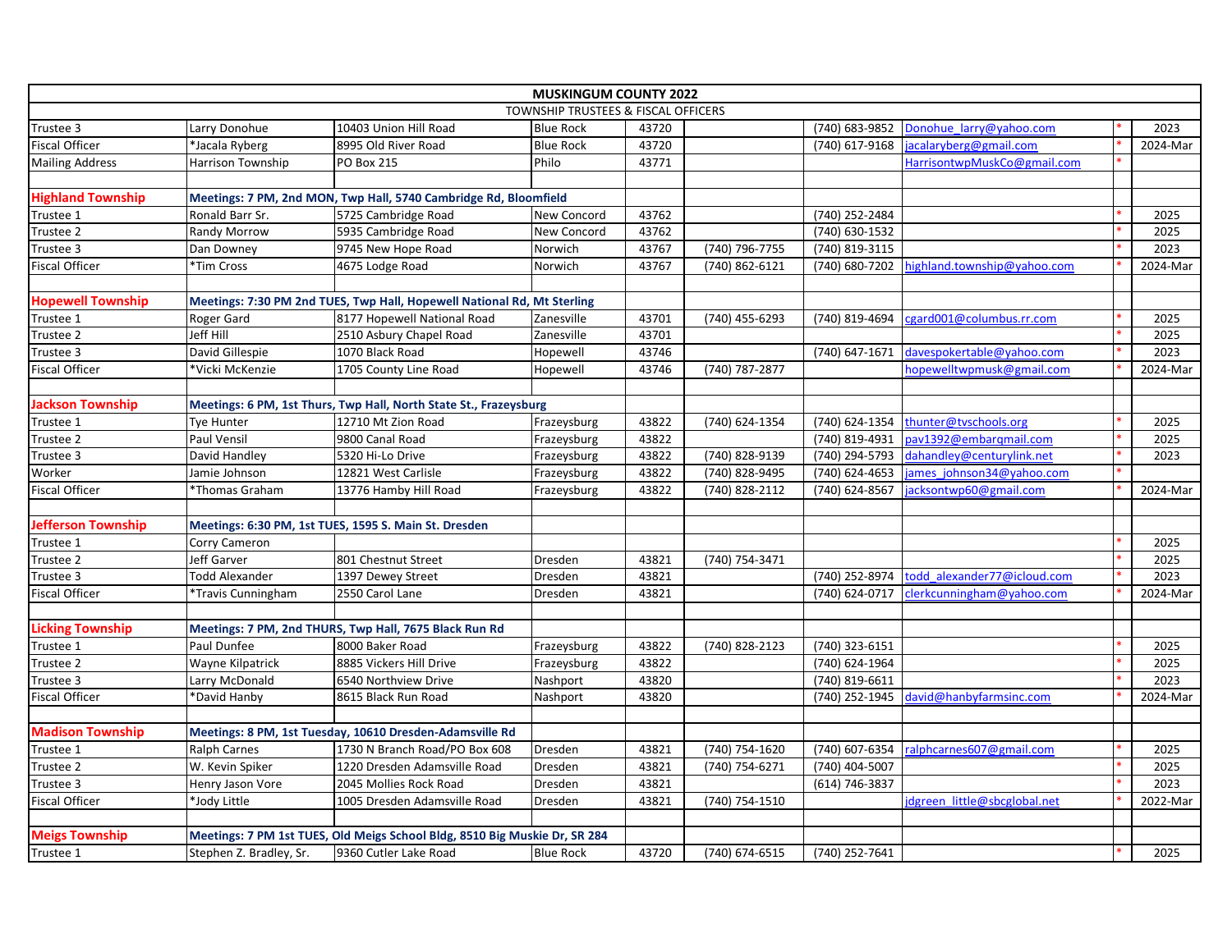| MUSKINGUM COUNTY 2022 | | | | | | | | | |
|---|---|---|---|---|---|---|---|---|---|
| TOWNSHIP TRUSTEES & FISCAL OFFICERS | | | | | | | | | |
| Trustee 3 | Larry Donohue | 10403 Union Hill Road | Blue Rock | 43720 | | (740) 683-9852 | Donohue_larry@yahoo.com | * | 2023 |
| Fiscal Officer | *Jacala Ryberg | 8995 Old River Road | Blue Rock | 43720 | | (740) 617-9168 | jacalaryberg@gmail.com | * | 2024-Mar |
| Mailing Address | Harrison Township | PO Box 215 | Philo | 43771 | | | HarrisontwpMuskCo@gmail.com | * | |
| | | | | | | | | | |
| **Highland Township** | **Meetings: 7 PM, 2nd MON, Twp Hall, 5740 Cambridge Rd, Bloomfield** | | | | | | | | |
| Trustee 1 | Ronald Barr Sr. | 5725 Cambridge Road | New Concord | 43762 | | (740) 252-2484 | | * | 2025 |
| Trustee 2 | Randy Morrow | 5935 Cambridge Road | New Concord | 43762 | | (740) 630-1532 | | * | 2025 |
| Trustee 3 | Dan Downey | 9745 New Hope Road | Norwich | 43767 | (740) 796-7755 | (740) 819-3115 | | * | 2023 |
| Fiscal Officer | *Tim Cross | 4675 Lodge Road | Norwich | 43767 | (740) 862-6121 | (740) 680-7202 | highland.township@yahoo.com | * | 2024-Mar |
| | | | | | | | | | |
| **Hopewell Township** | **Meetings: 7:30 PM 2nd TUES, Twp Hall, Hopewell National Rd, Mt Sterling** | | | | | | | | |
| Trustee 1 | Roger Gard | 8177 Hopewell National Road | Zanesville | 43701 | (740) 455-6293 | (740) 819-4694 | cgard001@columbus.rr.com | * | 2025 |
| Trustee 2 | Jeff Hill | 2510 Asbury Chapel Road | Zanesville | 43701 | | | | * | 2025 |
| Trustee 3 | David Gillespie | 1070 Black Road | Hopewell | 43746 | | (740) 647-1671 | davespokertable@yahoo.com | * | 2023 |
| Fiscal Officer | *Vicki McKenzie | 1705 County Line Road | Hopewell | 43746 | (740) 787-2877 | | hopewelltwpmusk@gmail.com | * | 2024-Mar |
| | | | | | | | | | |
| **Jackson Township** | **Meetings: 6 PM, 1st Thurs, Twp Hall, North State St., Frazeysburg** | | | | | | | | |
| Trustee 1 | Tye Hunter | 12710 Mt Zion Road | Frazeysburg | 43822 | (740) 624-1354 | (740) 624-1354 | thunter@tvschools.org | * | 2025 |
| Trustee 2 | Paul Vensil | 9800 Canal Road | Frazeysburg | 43822 | | (740) 819-4931 | pav1392@embarqmail.com | * | 2025 |
| Trustee 3 | David Handley | 5320 Hi-Lo Drive | Frazeysburg | 43822 | (740) 828-9139 | (740) 294-5793 | dahandley@centurylink.net | * | 2023 |
| Worker | Jamie Johnson | 12821 West Carlisle | Frazeysburg | 43822 | (740) 828-9495 | (740) 624-4653 | james_johnson34@yahoo.com | * | |
| Fiscal Officer | *Thomas Graham | 13776 Hamby Hill Road | Frazeysburg | 43822 | (740) 828-2112 | (740) 624-8567 | jacksontwp60@gmail.com | * | 2024-Mar |
| | | | | | | | | | |
| **Jefferson Township** | **Meetings: 6:30 PM, 1st TUES, 1595 S. Main St. Dresden** | | | | | | | | |
| Trustee 1 | Corry Cameron | | | | | | | * | 2025 |
| Trustee 2 | Jeff Garver | 801 Chestnut Street | Dresden | 43821 | (740) 754-3471 | | | * | 2025 |
| Trustee 3 | Todd Alexander | 1397 Dewey Street | Dresden | 43821 | | (740) 252-8974 | todd_alexander77@icloud.com | * | 2023 |
| Fiscal Officer | *Travis Cunningham | 2550 Carol Lane | Dresden | 43821 | | (740) 624-0717 | clerkcunningham@yahoo.com | * | 2024-Mar |
| | | | | | | | | | |
| **Licking Township** | **Meetings: 7 PM, 2nd THURS, Twp Hall, 7675 Black Run Rd** | | | | | | | | |
| Trustee 1 | Paul Dunfee | 8000 Baker Road | Frazeysburg | 43822 | (740) 828-2123 | (740) 323-6151 | | * | 2025 |
| Trustee 2 | Wayne Kilpatrick | 8885 Vickers Hill Drive | Frazeysburg | 43822 | | (740) 624-1964 | | * | 2025 |
| Trustee 3 | Larry McDonald | 6540 Northview Drive | Nashport | 43820 | | (740) 819-6611 | | * | 2023 |
| Fiscal Officer | *David Hanby | 8615 Black Run Road | Nashport | 43820 | | (740) 252-1945 | david@hanbyfarmsinc.com | * | 2024-Mar |
| | | | | | | | | | |
| **Madison Township** | **Meetings: 8 PM, 1st Tuesday, 10610 Dresden-Adamsville Rd** | | | | | | | | |
| Trustee 1 | Ralph Carnes | 1730 N Branch Road/PO Box 608 | Dresden | 43821 | (740) 754-1620 | (740) 607-6354 | ralphcarnes607@gmail.com | * | 2025 |
| Trustee 2 | W. Kevin Spiker | 1220 Dresden Adamsville Road | Dresden | 43821 | (740) 754-6271 | (740) 404-5007 | | * | 2025 |
| Trustee 3 | Henry Jason Vore | 2045 Mollies Rock Road | Dresden | 43821 | | (614) 746-3837 | | * | 2023 |
| Fiscal Officer | *Jody Little | 1005 Dresden Adamsville Road | Dresden | 43821 | (740) 754-1510 | | jdgreen_little@sbcglobal.net | * | 2022-Mar |
| | | | | | | | | | |
| **Meigs Township** | **Meetings: 7 PM 1st TUES, Old Meigs School Bldg, 8510 Big Muskie Dr, SR 284** | | | | | | | | |
| Trustee 1 | Stephen Z. Bradley, Sr. | 9360 Cutler Lake Road | Blue Rock | 43720 | (740) 674-6515 | (740) 252-7641 | | * | 2025 |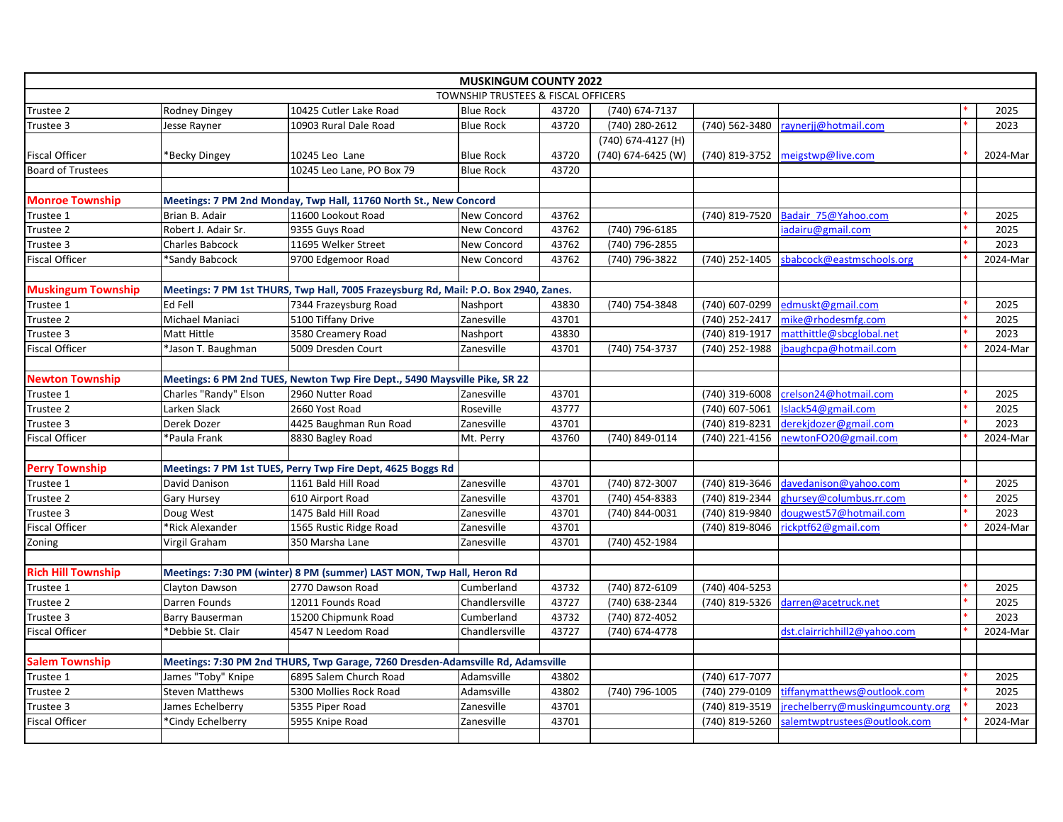| MUSKINGUM COUNTY 2022 | | | | | | | | | |
|---|---|---|---|---|---|---|---|---|---|
| TOWNSHIP TRUSTEES & FISCAL OFFICERS | | | | | | | | | |
| Trustee 2 | Rodney Dingey | 10425 Cutler Lake Road | Blue Rock | 43720 | (740) 674-7137 | | | * | 2025 |
| Trustee 3 | Jesse Rayner | 10903 Rural Dale Road | Blue Rock | 43720 | (740) 280-2612 | (740) 562-3480 | raynerjj@hotmail.com | * | 2023 |
| Fiscal Officer | *Becky Dingey | 10245 Leo Lane | Blue Rock | 43720 | (740) 674-4127 (H) (740) 674-6425 (W) | (740) 819-3752 | meigstwp@live.com | * | 2024-Mar |
| Board of Trustees | | 10245 Leo Lane, PO Box 79 | Blue Rock | 43720 | | | | | |
| | | | | | | | | | |
| **Monroe Township** | **Meetings: 7 PM 2nd Monday, Twp Hall, 11760 North St., New Concord** | | | | | | | | |
| Trustee 1 | Brian B. Adair | 11600 Lookout Road | New Concord | 43762 | | (740) 819-7520 | Badair_75@Yahoo.com | * | 2025 |
| Trustee 2 | Robert J. Adair Sr. | 9355 Guys Road | New Concord | 43762 | (740) 796-6185 | | iadairu@gmail.com | * | 2025 |
| Trustee 3 | Charles Babcock | 11695 Welker Street | New Concord | 43762 | (740) 796-2855 | | | * | 2023 |
| Fiscal Officer | *Sandy Babcock | 9700 Edgemoor Road | New Concord | 43762 | (740) 796-3822 | (740) 252-1405 | sbabcock@eastmschools.org | * | 2024-Mar |
| | | | | | | | | | |
| **Muskingum Township** | **Meetings: 7 PM 1st THURS, Twp Hall, 7005 Frazeysburg Rd, Mail: P.O. Box 2940, Zanes.** | | | | | | | | |
| Trustee 1 | Ed Fell | 7344 Frazeysburg Road | Nashport | 43830 | (740) 754-3848 | (740) 607-0299 | edmuskt@gmail.com | * | 2025 |
| Trustee 2 | Michael Maniaci | 5100 Tiffany Drive | Zanesville | 43701 | | (740) 252-2417 | mike@rhodesmfg.com | * | 2025 |
| Trustee 3 | Matt Hittle | 3580 Creamery Road | Nashport | 43830 | | (740) 819-1917 | matthittle@sbcglobal.net | * | 2023 |
| Fiscal Officer | *Jason T. Baughman | 5009 Dresden Court | Zanesville | 43701 | (740) 754-3737 | (740) 252-1988 | jbaughcpa@hotmail.com | * | 2024-Mar |
| | | | | | | | | | |
| **Newton Township** | **Meetings: 6 PM 2nd TUES, Newton Twp Fire Dept., 5490 Maysville Pike, SR 22** | | | | | | | | |
| Trustee 1 | Charles "Randy" Elson | 2960 Nutter Road | Zanesville | 43701 | | (740) 319-6008 | crelson24@hotmail.com | * | 2025 |
| Trustee 2 | Larken Slack | 2660 Yost Road | Roseville | 43777 | | (740) 607-5061 | lslack54@gmail.com | * | 2025 |
| Trustee 3 | Derek Dozer | 4425 Baughman Run Road | Zanesville | 43701 | | (740) 819-8231 | derekjdozer@gmail.com | * | 2023 |
| Fiscal Officer | *Paula Frank | 8830 Bagley Road | Mt. Perry | 43760 | (740) 849-0114 | (740) 221-4156 | newtonFO20@gmail.com | * | 2024-Mar |
| | | | | | | | | | |
| **Perry Township** | **Meetings: 7 PM 1st TUES, Perry Twp Fire Dept, 4625 Boggs Rd** | | | | | | | | |
| Trustee 1 | David Danison | 1161 Bald Hill Road | Zanesville | 43701 | (740) 872-3007 | (740) 819-3646 | davedanison@yahoo.com | * | 2025 |
| Trustee 2 | Gary Hursey | 610 Airport Road | Zanesville | 43701 | (740) 454-8383 | (740) 819-2344 | ghursey@columbus.rr.com | * | 2025 |
| Trustee 3 | Doug West | 1475 Bald Hill Road | Zanesville | 43701 | (740) 844-0031 | (740) 819-9840 | dougwest57@hotmail.com | * | 2023 |
| Fiscal Officer | *Rick Alexander | 1565 Rustic Ridge Road | Zanesville | 43701 | | (740) 819-8046 | rickptf62@gmail.com | * | 2024-Mar |
| Zoning | Virgil Graham | 350 Marsha Lane | Zanesville | 43701 | (740) 452-1984 | | | | |
| | | | | | | | | | |
| **Rich Hill Township** | **Meetings: 7:30 PM (winter) 8 PM (summer) LAST MON, Twp Hall, Heron Rd** | | | | | | | | |
| Trustee 1 | Clayton Dawson | 2770 Dawson Road | Cumberland | 43732 | (740) 872-6109 | (740) 404-5253 | | * | 2025 |
| Trustee 2 | Darren Founds | 12011 Founds Road | Chandlersville | 43727 | (740) 638-2344 | (740) 819-5326 | darren@acetruck.net | * | 2025 |
| Trustee 3 | Barry Bauserman | 15200 Chipmunk Road | Cumberland | 43732 | (740) 872-4052 | | | * | 2023 |
| Fiscal Officer | *Debbie St. Clair | 4547 N Leedom Road | Chandlersville | 43727 | (740) 674-4778 | | dst.clairrichhill2@yahoo.com | * | 2024-Mar |
| | | | | | | | | | |
| **Salem Township** | **Meetings: 7:30 PM 2nd THURS, Twp Garage, 7260 Dresden-Adamsville Rd, Adamsville** | | | | | | | | |
| Trustee 1 | James "Toby" Knipe | 6895 Salem Church Road | Adamsville | 43802 | | (740) 617-7077 | | * | 2025 |
| Trustee 2 | Steven Matthews | 5300 Mollies Rock Road | Adamsville | 43802 | (740) 796-1005 | (740) 279-0109 | tiffanymatthews@outlook.com | * | 2025 |
| Trustee 3 | James Echelberry | 5355 Piper Road | Zanesville | 43701 | | (740) 819-3519 | jrechelberry@muskingumcounty.org | * | 2023 |
| Fiscal Officer | *Cindy Echelberry | 5955 Knipe Road | Zanesville | 43701 | | (740) 819-5260 | salemtwptrustees@outlook.com | * | 2024-Mar |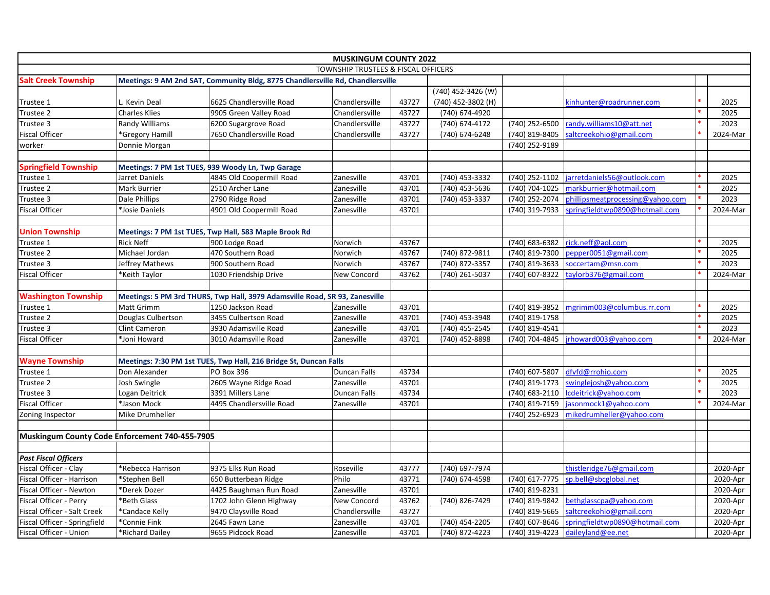| | | | | | | | | | |
|---|---|---|---|---|---|---|---|---|---|
| **MUSKINGUM COUNTY 2022** | | | | | | | | | |
| TOWNSHIP TRUSTEES & FISCAL OFFICERS | | | | | | | | | |
| **Salt Creek Township** | **Meetings: 9 AM 2nd SAT, Community Bldg, 8775 Chandlersville Rd, Chandlersville** | | | | | | | | |
| Trustee 1 | L. Kevin Deal | 6625 Chandlersville Road | Chandlersville | 43727 | (740) 452-3426 (W) (740) 452-3802 (H) | | kinhunter@roadrunner.com | * | 2025 |
| Trustee 2 | Charles Klies | 9905 Green Valley Road | Chandlersville | 43727 | (740) 674-4920 | | | * | 2025 |
| Trustee 3 | Randy Williams | 6200 Sugargrove Road | Chandlersville | 43727 | (740) 674-4172 | (740) 252-6500 | randy.williams10@att.net | * | 2023 |
| Fiscal Officer | *Gregory Hamill | 7650 Chandlersville Road | Chandlersville | 43727 | (740) 674-6248 | (740) 819-8405 | saltcreekohio@gmail.com | * | 2024-Mar |
| worker | Donnie Morgan | | | | | (740) 252-9189 | | | |
| | | | | | | | | | |
| **Springfield Township** | **Meetings: 7 PM 1st TUES, 939 Woody Ln, Twp Garage** | | | | | | | | |
| Trustee 1 | Jarret Daniels | 4845 Old Coopermill Road | Zanesville | 43701 | (740) 453-3332 | (740) 252-1102 | jarretdaniels56@outlook.com | * | 2025 |
| Trustee 2 | Mark Burrier | 2510 Archer Lane | Zanesville | 43701 | (740) 453-5636 | (740) 704-1025 | markburrier@hotmail.com | * | 2025 |
| Trustee 3 | Dale Phillips | 2790 Ridge Road | Zanesville | 43701 | (740) 453-3337 | (740) 252-2074 | phillipsmeatprocessing@yahoo.com | * | 2023 |
| Fiscal Officer | *Josie Daniels | 4901 Old Coopermill Road | Zanesville | 43701 | | (740) 319-7933 | springfieldtwp0890@hotmail.com | * | 2024-Mar |
| | | | | | | | | | |
| **Union Township** | **Meetings: 7 PM 1st TUES, Twp Hall, 583 Maple Brook Rd** | | | | | | | | |
| Trustee 1 | Rick Neff | 900 Lodge Road | Norwich | 43767 | | (740) 683-6382 | rick.neff@aol.com | * | 2025 |
| Trustee 2 | Michael Jordan | 470 Southern Road | Norwich | 43767 | (740) 872-9811 | (740) 819-7300 | pepper0051@gmail.com | * | 2025 |
| Trustee 3 | Jeffrey Mathews | 900 Southern Road | Norwich | 43767 | (740) 872-3357 | (740) 819-3633 | soccertam@msn.com | * | 2023 |
| Fiscal Officer | *Keith Taylor | 1030 Friendship Drive | New Concord | 43762 | (740) 261-5037 | (740) 607-8322 | taylorb376@gmail.com | * | 2024-Mar |
| | | | | | | | | | |
| **Washington Township** | **Meetings: 5 PM 3rd THURS, Twp Hall, 3979 Adamsville Road, SR 93, Zanesville** | | | | | | | | |
| Trustee 1 | Matt Grimm | 1250 Jackson Road | Zanesville | 43701 | | (740) 819-3852 | mgrimm003@columbus.rr.com | * | 2025 |
| Trustee 2 | Douglas Culbertson | 3455 Culbertson Road | Zanesville | 43701 | (740) 453-3948 | (740) 819-1758 | | * | 2025 |
| Trustee 3 | Clint Cameron | 3930 Adamsville Road | Zanesville | 43701 | (740) 455-2545 | (740) 819-4541 | | * | 2023 |
| Fiscal Officer | *Joni Howard | 3010 Adamsville Road | Zanesville | 43701 | (740) 452-8898 | (740) 704-4845 | jrhoward003@yahoo.com | * | 2024-Mar |
| | | | | | | | | | |
| **Wayne Township** | **Meetings: 7:30 PM 1st TUES, Twp Hall, 216 Bridge St, Duncan Falls** | | | | | | | | |
| Trustee 1 | Don Alexander | PO Box 396 | Duncan Falls | 43734 | | (740) 607-5807 | dfvfd@rrohio.com | * | 2025 |
| Trustee 2 | Josh Swingle | 2605 Wayne Ridge Road | Zanesville | 43701 | | (740) 819-1773 | swinglejosh@yahoo.com | * | 2025 |
| Trustee 3 | Logan Deitrick | 3391 Millers Lane | Duncan Falls | 43734 | | (740) 683-2110 | lcdeitrick@yahoo.com | * | 2023 |
| Fiscal Officer | *Jason Mock | 4495 Chandlersville Road | Zanesville | 43701 | | (740) 819-7159 | jasonmock1@yahoo.com | * | 2024-Mar |
| Zoning Inspector | Mike Drumheller | | | | | (740) 252-6923 | mikedrumheller@yahoo.com | | |
| | | | | | | | | | |
| **Muskingum County Code Enforcement 740-455-7905** | | | | | | | | | |
| | | | | | | | | | |
| ***Past Fiscal Officers*** | | | | | | | | | |
| Fiscal Officer - Clay | *Rebecca Harrison | 9375 Elks Run Road | Roseville | 43777 | (740) 697-7974 | | thistleridge76@gmail.com | | 2020-Apr |
| Fiscal Officer - Harrison | *Stephen Bell | 650 Butterbean Ridge | Philo | 43771 | (740) 674-4598 | (740) 617-7775 | sp.bell@sbcglobal.net | | 2020-Apr |
| Fiscal Officer - Newton | *Derek Dozer | 4425 Baughman Run Road | Zanesville | 43701 | | (740) 819-8231 | | | 2020-Apr |
| Fiscal Officer - Perry | *Beth Glass | 1702 John Glenn Highway | New Concord | 43762 | (740) 826-7429 | (740) 819-9842 | bethglasscpa@yahoo.com | | 2020-Apr |
| Fiscal Officer - Salt Creek | *Candace Kelly | 9470 Claysville Road | Chandlersville | 43727 | | (740) 819-5665 | saltcreekohio@gmail.com | | 2020-Apr |
| Fiscal Officer - Springfield | *Connie Fink | 2645 Fawn Lane | Zanesville | 43701 | (740) 454-2205 | (740) 607-8646 | springfieldtwp0890@hotmail.com | | 2020-Apr |
| Fiscal Officer - Union | *Richard Dailey | 9655 Pidcock Road | Zanesville | 43701 | (740) 872-4223 | (740) 319-4223 | daileyland@ee.net | | 2020-Apr |